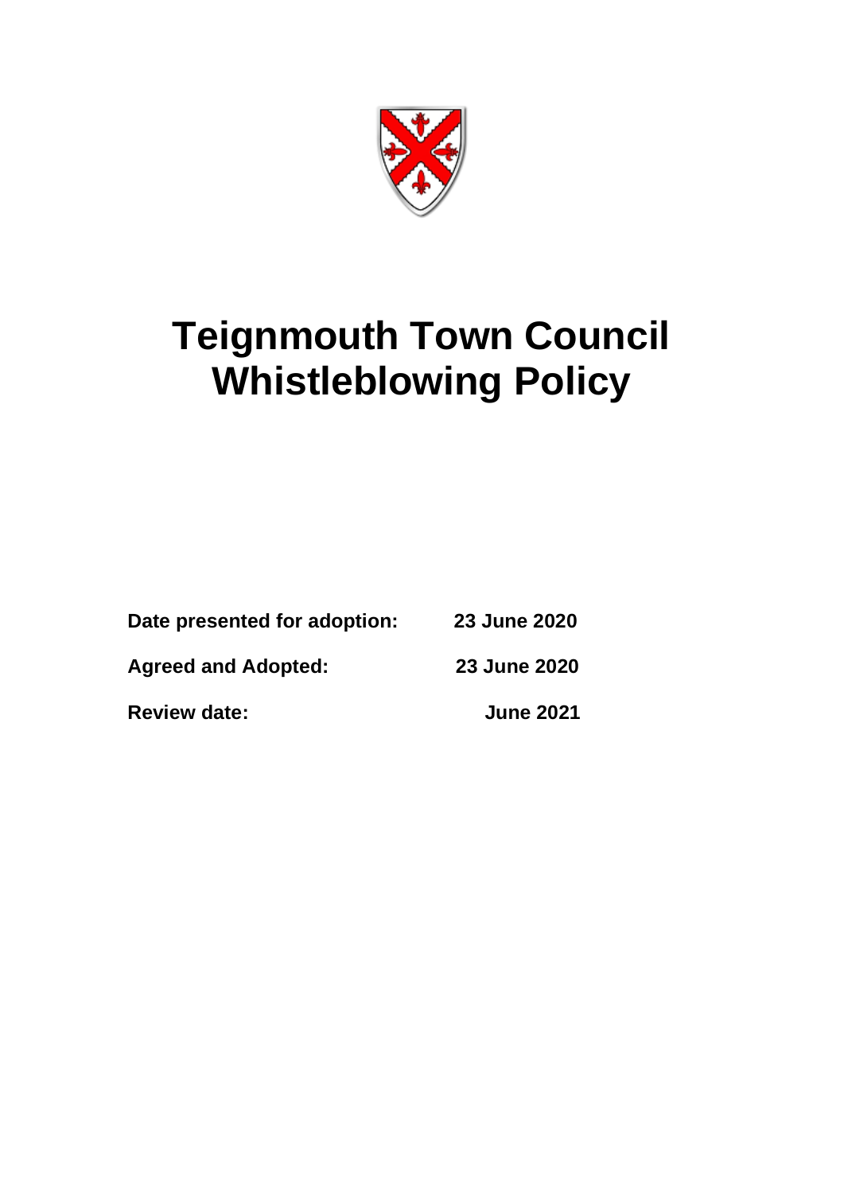# Teignmouth Town Council Whistleblowing Policy

| | |
|---|---|
| **Date presented for adoption:** | **23 June 2020** |
| **Agreed and Adopted:** | **23 June 2020** |
| **Review date:** | **June 2021** |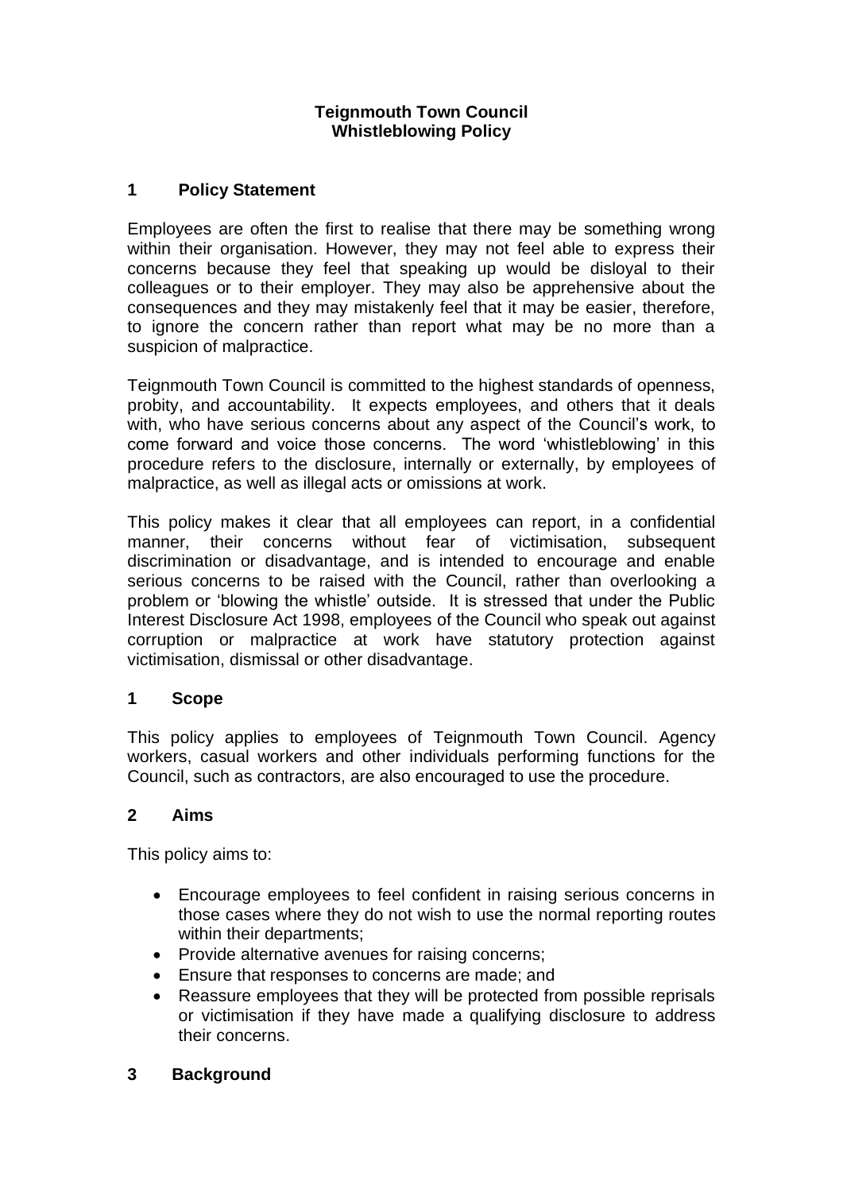**Teignmouth Town Council**
**Whistleblowing Policy**

## 1 Policy Statement

Employees are often the first to realise that there may be something wrong within their organisation. However, they may not feel able to express their concerns because they feel that speaking up would be disloyal to their colleagues or to their employer. They may also be apprehensive about the consequences and they may mistakenly feel that it may be easier, therefore, to ignore the concern rather than report what may be no more than a suspicion of malpractice.

Teignmouth Town Council is committed to the highest standards of openness, probity, and accountability. It expects employees, and others that it deals with, who have serious concerns about any aspect of the Council's work, to come forward and voice those concerns. The word 'whistleblowing' in this procedure refers to the disclosure, internally or externally, by employees of malpractice, as well as illegal acts or omissions at work.

This policy makes it clear that all employees can report, in a confidential manner, their concerns without fear of victimisation, subsequent discrimination or disadvantage, and is intended to encourage and enable serious concerns to be raised with the Council, rather than overlooking a problem or 'blowing the whistle' outside. It is stressed that under the Public Interest Disclosure Act 1998, employees of the Council who speak out against corruption or malpractice at work have statutory protection against victimisation, dismissal or other disadvantage.

## 1 Scope

This policy applies to employees of Teignmouth Town Council. Agency workers, casual workers and other individuals performing functions for the Council, such as contractors, are also encouraged to use the procedure.

## 2 Aims

This policy aims to:

- Encourage employees to feel confident in raising serious concerns in those cases where they do not wish to use the normal reporting routes within their departments;
- Provide alternative avenues for raising concerns;
- Ensure that responses to concerns are made; and
- Reassure employees that they will be protected from possible reprisals or victimisation if they have made a qualifying disclosure to address their concerns.

## 3 Background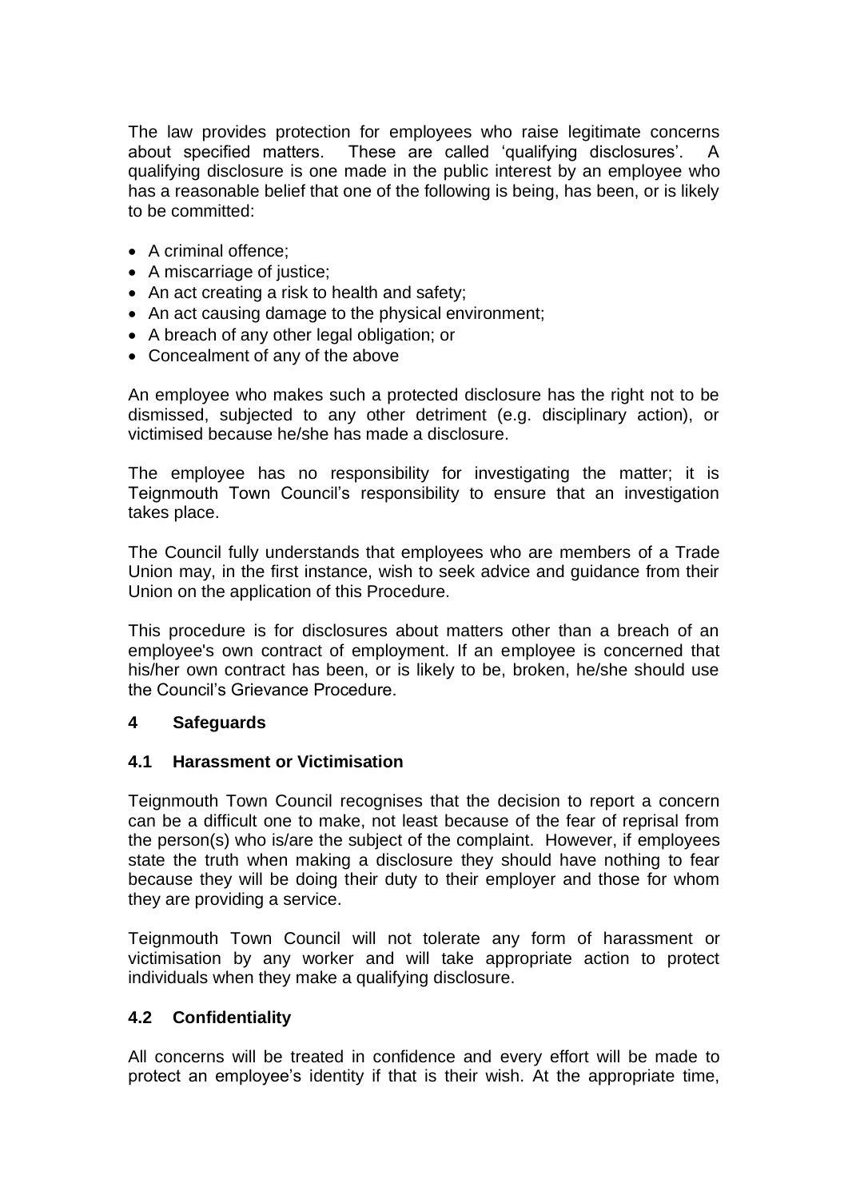The law provides protection for employees who raise legitimate concerns about specified matters. These are called 'qualifying disclosures'. A qualifying disclosure is one made in the public interest by an employee who has a reasonable belief that one of the following is being, has been, or is likely to be committed:

- A criminal offence;
- A miscarriage of justice;
- An act creating a risk to health and safety;
- An act causing damage to the physical environment;
- A breach of any other legal obligation; or
- Concealment of any of the above

An employee who makes such a protected disclosure has the right not to be dismissed, subjected to any other detriment (e.g. disciplinary action), or victimised because he/she has made a disclosure.

The employee has no responsibility for investigating the matter; it is Teignmouth Town Council's responsibility to ensure that an investigation takes place.

The Council fully understands that employees who are members of a Trade Union may, in the first instance, wish to seek advice and guidance from their Union on the application of this Procedure.

This procedure is for disclosures about matters other than a breach of an employee's own contract of employment. If an employee is concerned that his/her own contract has been, or is likely to be, broken, he/she should use the Council's Grievance Procedure.

## 4 Safeguards

### 4.1 Harassment or Victimisation

Teignmouth Town Council recognises that the decision to report a concern can be a difficult one to make, not least because of the fear of reprisal from the person(s) who is/are the subject of the complaint. However, if employees state the truth when making a disclosure they should have nothing to fear because they will be doing their duty to their employer and those for whom they are providing a service.

Teignmouth Town Council will not tolerate any form of harassment or victimisation by any worker and will take appropriate action to protect individuals when they make a qualifying disclosure.

### 4.2 Confidentiality

All concerns will be treated in confidence and every effort will be made to protect an employee's identity if that is their wish. At the appropriate time,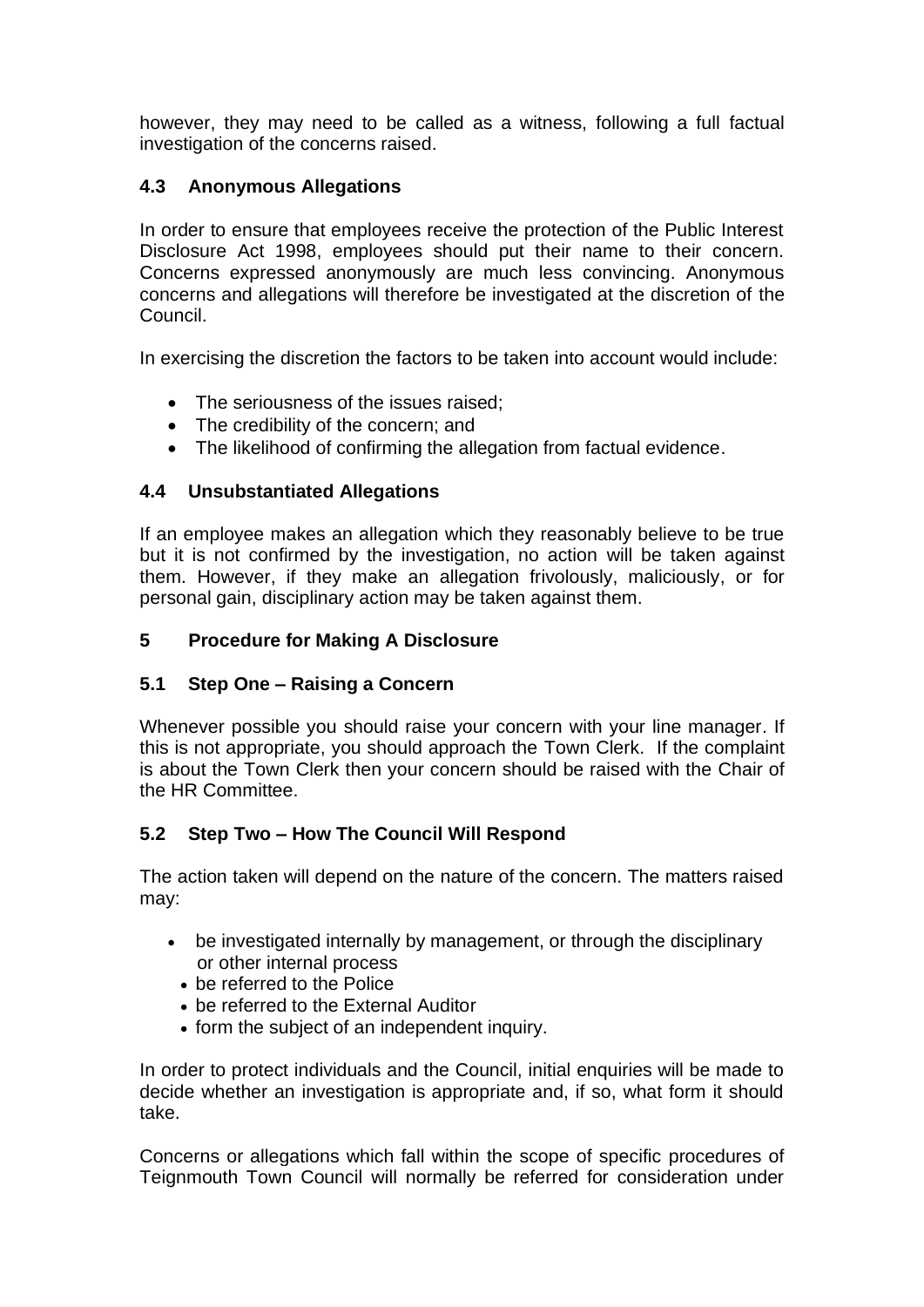however, they may need to be called as a witness, following a full factual investigation of the concerns raised.

### 4.3 Anonymous Allegations

In order to ensure that employees receive the protection of the Public Interest Disclosure Act 1998, employees should put their name to their concern. Concerns expressed anonymously are much less convincing. Anonymous concerns and allegations will therefore be investigated at the discretion of the Council.

In exercising the discretion the factors to be taken into account would include:

- The seriousness of the issues raised;
- The credibility of the concern; and
- The likelihood of confirming the allegation from factual evidence.

### 4.4 Unsubstantiated Allegations

If an employee makes an allegation which they reasonably believe to be true but it is not confirmed by the investigation, no action will be taken against them. However, if they make an allegation frivolously, maliciously, or for personal gain, disciplinary action may be taken against them.

## 5 Procedure for Making A Disclosure

### 5.1 Step One – Raising a Concern

Whenever possible you should raise your concern with your line manager. If this is not appropriate, you should approach the Town Clerk. If the complaint is about the Town Clerk then your concern should be raised with the Chair of the HR Committee.

### 5.2 Step Two – How The Council Will Respond

The action taken will depend on the nature of the concern. The matters raised may:

- be investigated internally by management, or through the disciplinary or other internal process
- be referred to the Police
- be referred to the External Auditor
- form the subject of an independent inquiry.

In order to protect individuals and the Council, initial enquiries will be made to decide whether an investigation is appropriate and, if so, what form it should take.

Concerns or allegations which fall within the scope of specific procedures of Teignmouth Town Council will normally be referred for consideration under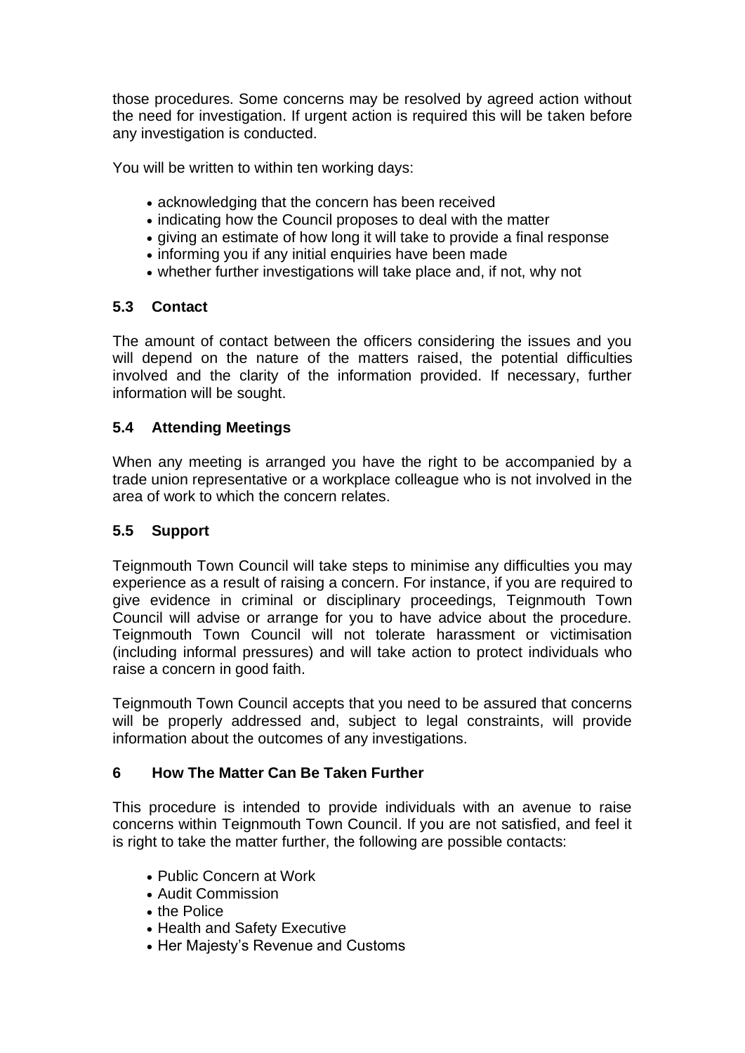those procedures. Some concerns may be resolved by agreed action without the need for investigation. If urgent action is required this will be taken before any investigation is conducted.

You will be written to within ten working days:

- acknowledging that the concern has been received
- indicating how the Council proposes to deal with the matter
- giving an estimate of how long it will take to provide a final response
- informing you if any initial enquiries have been made
- whether further investigations will take place and, if not, why not

### 5.3 Contact

The amount of contact between the officers considering the issues and you will depend on the nature of the matters raised, the potential difficulties involved and the clarity of the information provided. If necessary, further information will be sought.

### 5.4 Attending Meetings

When any meeting is arranged you have the right to be accompanied by a trade union representative or a workplace colleague who is not involved in the area of work to which the concern relates.

### 5.5 Support

Teignmouth Town Council will take steps to minimise any difficulties you may experience as a result of raising a concern. For instance, if you are required to give evidence in criminal or disciplinary proceedings, Teignmouth Town Council will advise or arrange for you to have advice about the procedure. Teignmouth Town Council will not tolerate harassment or victimisation (including informal pressures) and will take action to protect individuals who raise a concern in good faith.

Teignmouth Town Council accepts that you need to be assured that concerns will be properly addressed and, subject to legal constraints, will provide information about the outcomes of any investigations.

## 6 How The Matter Can Be Taken Further

This procedure is intended to provide individuals with an avenue to raise concerns within Teignmouth Town Council. If you are not satisfied, and feel it is right to take the matter further, the following are possible contacts:

- Public Concern at Work
- Audit Commission
- the Police
- Health and Safety Executive
- Her Majesty's Revenue and Customs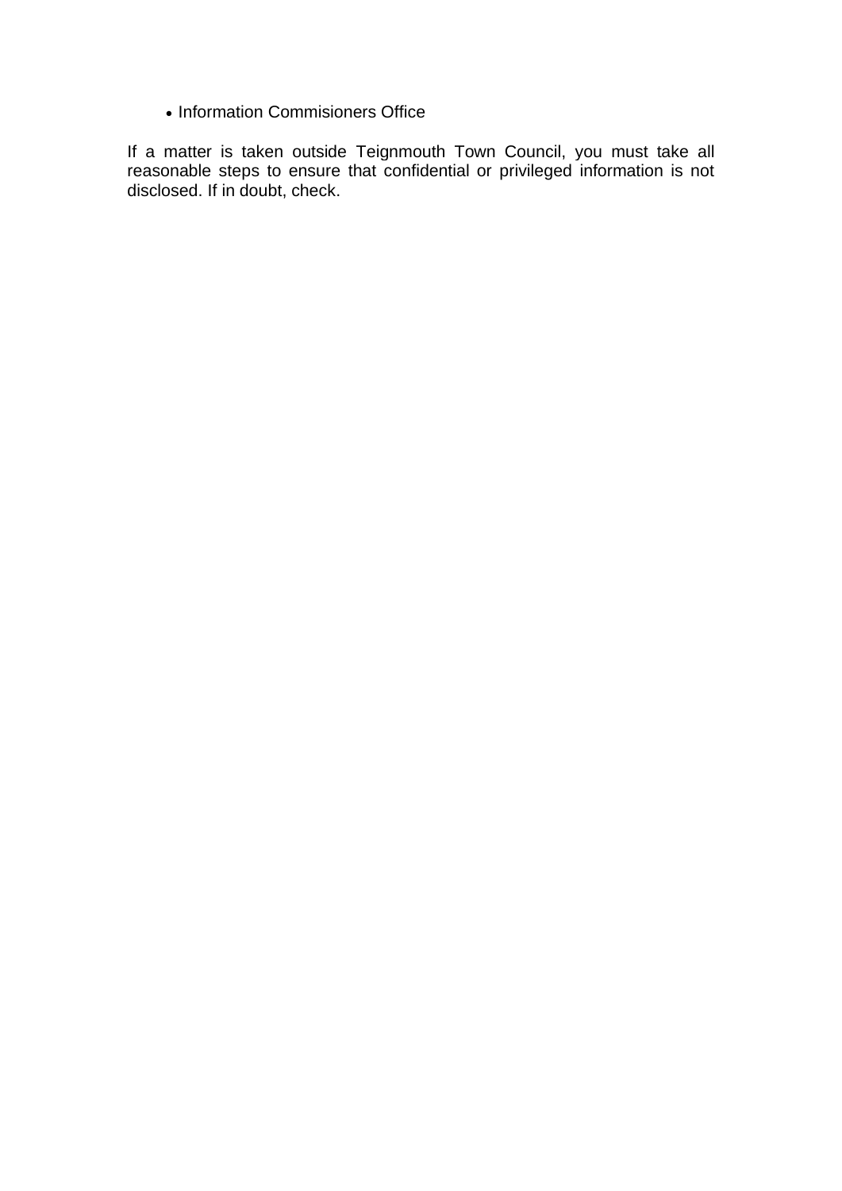- Information Commisioners Office

If a matter is taken outside Teignmouth Town Council, you must take all reasonable steps to ensure that confidential or privileged information is not disclosed. If in doubt, check.